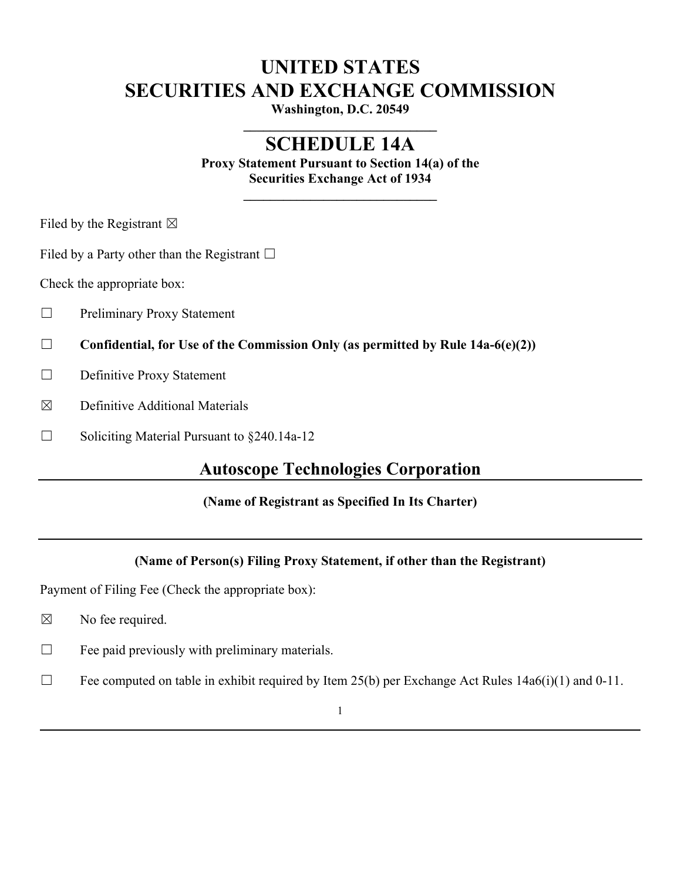# UNITED STATES
# SECURITIES AND EXCHANGE COMMISSION

**Washington, D.C. 20549**

---

## SCHEDULE 14A

**Proxy Statement Pursuant to Section 14(a) of the**
**Securities Exchange Act of 1934**

---

Filed by the Registrant ☒

Filed by a Party other than the Registrant ☐

Check the appropriate box:

☐ Preliminary Proxy Statement

☐ **Confidential, for Use of the Commission Only (as permitted by Rule 14a-6(e)(2))**

☐ Definitive Proxy Statement

☒ Definitive Additional Materials

☐ Soliciting Material Pursuant to §240.14a-12

## Autoscope Technologies Corporation

---

**(Name of Registrant as Specified In Its Charter)**

---

**(Name of Person(s) Filing Proxy Statement, if other than the Registrant)**

Payment of Filing Fee (Check the appropriate box):

☒ No fee required.

☐ Fee paid previously with preliminary materials.

☐ Fee computed on table in exhibit required by Item 25(b) per Exchange Act Rules 14a6(i)(1) and 0-11.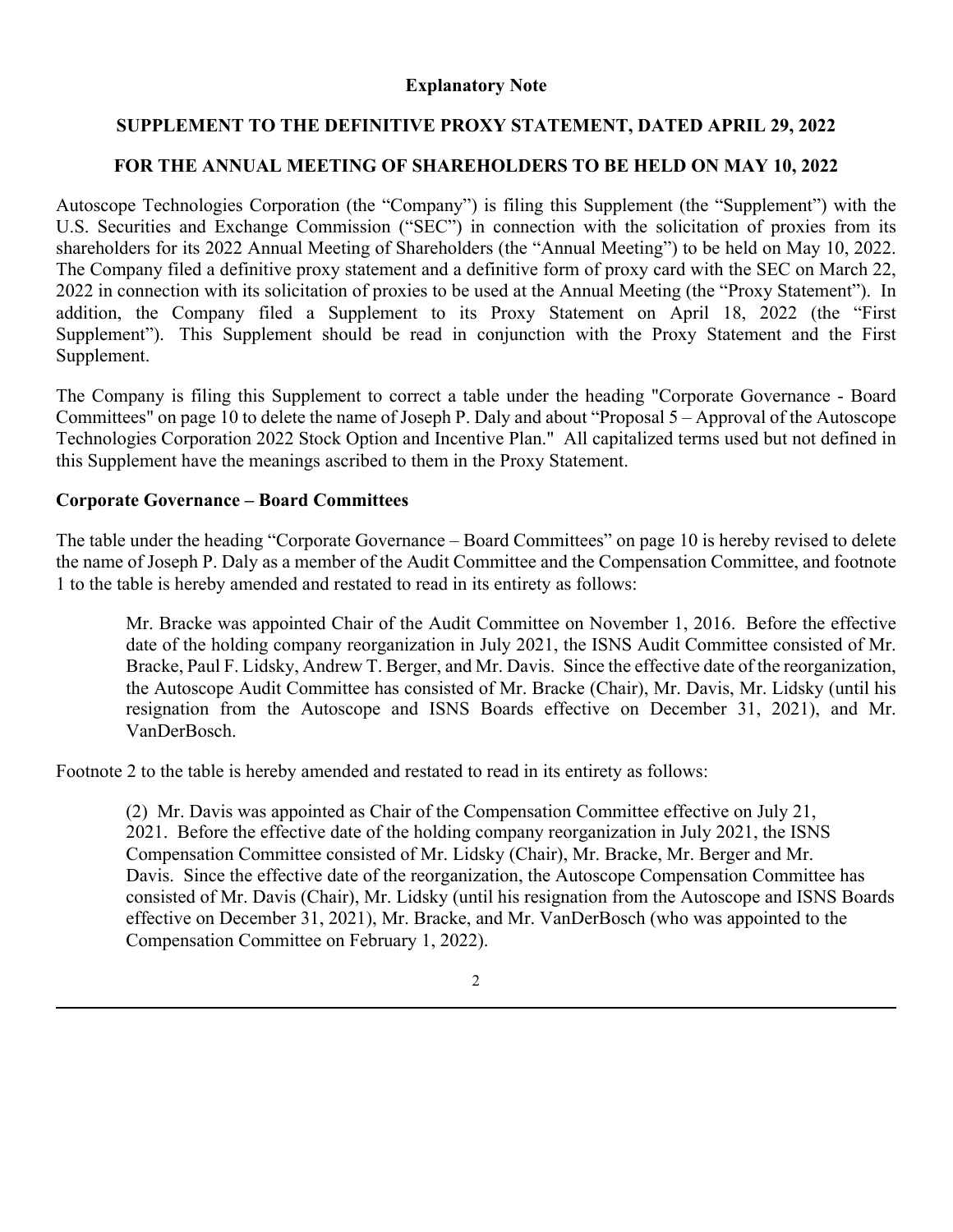**Explanatory Note**

**SUPPLEMENT TO THE DEFINITIVE PROXY STATEMENT, DATED APRIL 29, 2022**

**FOR THE ANNUAL MEETING OF SHAREHOLDERS TO BE HELD ON MAY 10, 2022**

Autoscope Technologies Corporation (the "Company") is filing this Supplement (the "Supplement") with the U.S. Securities and Exchange Commission ("SEC") in connection with the solicitation of proxies from its shareholders for its 2022 Annual Meeting of Shareholders (the "Annual Meeting") to be held on May 10, 2022. The Company filed a definitive proxy statement and a definitive form of proxy card with the SEC on March 22, 2022 in connection with its solicitation of proxies to be used at the Annual Meeting (the "Proxy Statement"). In addition, the Company filed a Supplement to its Proxy Statement on April 18, 2022 (the "First Supplement"). This Supplement should be read in conjunction with the Proxy Statement and the First Supplement.

The Company is filing this Supplement to correct a table under the heading "Corporate Governance - Board Committees" on page 10 to delete the name of Joseph P. Daly and about "Proposal 5 – Approval of the Autoscope Technologies Corporation 2022 Stock Option and Incentive Plan." All capitalized terms used but not defined in this Supplement have the meanings ascribed to them in the Proxy Statement.

**Corporate Governance – Board Committees**

The table under the heading "Corporate Governance – Board Committees" on page 10 is hereby revised to delete the name of Joseph P. Daly as a member of the Audit Committee and the Compensation Committee, and footnote 1 to the table is hereby amended and restated to read in its entirety as follows:

> Mr. Bracke was appointed Chair of the Audit Committee on November 1, 2016. Before the effective date of the holding company reorganization in July 2021, the ISNS Audit Committee consisted of Mr. Bracke, Paul F. Lidsky, Andrew T. Berger, and Mr. Davis. Since the effective date of the reorganization, the Autoscope Audit Committee has consisted of Mr. Bracke (Chair), Mr. Davis, Mr. Lidsky (until his resignation from the Autoscope and ISNS Boards effective on December 31, 2021), and Mr. VanDerBosch.

Footnote 2 to the table is hereby amended and restated to read in its entirety as follows:

> (2) Mr. Davis was appointed as Chair of the Compensation Committee effective on July 21, 2021. Before the effective date of the holding company reorganization in July 2021, the ISNS Compensation Committee consisted of Mr. Lidsky (Chair), Mr. Bracke, Mr. Berger and Mr. Davis. Since the effective date of the reorganization, the Autoscope Compensation Committee has consisted of Mr. Davis (Chair), Mr. Lidsky (until his resignation from the Autoscope and ISNS Boards effective on December 31, 2021), Mr. Bracke, and Mr. VanDerBosch (who was appointed to the Compensation Committee on February 1, 2022).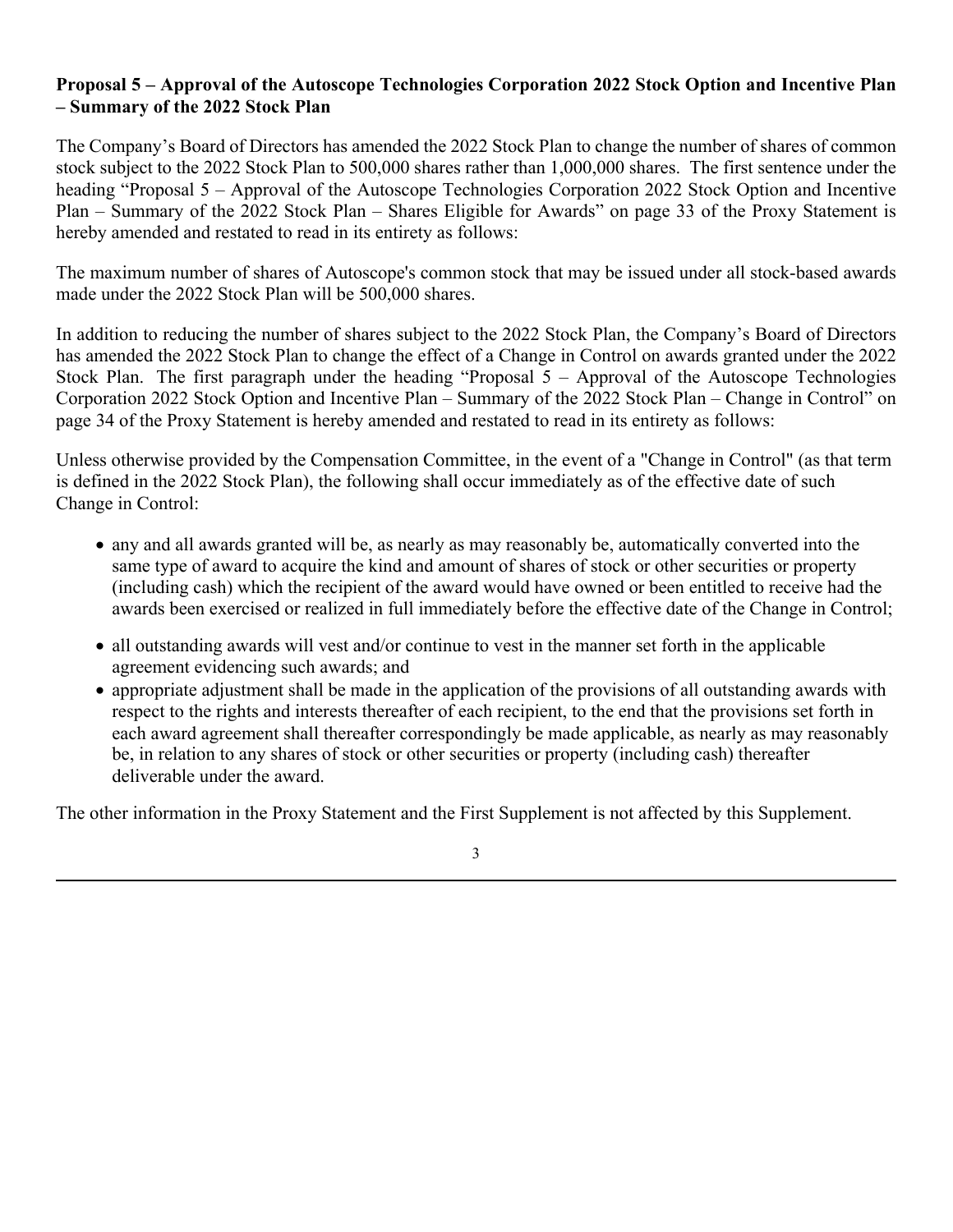**Proposal 5 – Approval of the Autoscope Technologies Corporation 2022 Stock Option and Incentive Plan – Summary of the 2022 Stock Plan**

The Company's Board of Directors has amended the 2022 Stock Plan to change the number of shares of common stock subject to the 2022 Stock Plan to 500,000 shares rather than 1,000,000 shares. The first sentence under the heading "Proposal 5 – Approval of the Autoscope Technologies Corporation 2022 Stock Option and Incentive Plan – Summary of the 2022 Stock Plan – Shares Eligible for Awards" on page 33 of the Proxy Statement is hereby amended and restated to read in its entirety as follows:

The maximum number of shares of Autoscope's common stock that may be issued under all stock-based awards made under the 2022 Stock Plan will be 500,000 shares.

In addition to reducing the number of shares subject to the 2022 Stock Plan, the Company's Board of Directors has amended the 2022 Stock Plan to change the effect of a Change in Control on awards granted under the 2022 Stock Plan. The first paragraph under the heading "Proposal 5 – Approval of the Autoscope Technologies Corporation 2022 Stock Option and Incentive Plan – Summary of the 2022 Stock Plan – Change in Control" on page 34 of the Proxy Statement is hereby amended and restated to read in its entirety as follows:

Unless otherwise provided by the Compensation Committee, in the event of a "Change in Control" (as that term is defined in the 2022 Stock Plan), the following shall occur immediately as of the effective date of such Change in Control:

- any and all awards granted will be, as nearly as may reasonably be, automatically converted into the same type of award to acquire the kind and amount of shares of stock or other securities or property (including cash) which the recipient of the award would have owned or been entitled to receive had the awards been exercised or realized in full immediately before the effective date of the Change in Control;
- all outstanding awards will vest and/or continue to vest in the manner set forth in the applicable agreement evidencing such awards; and
- appropriate adjustment shall be made in the application of the provisions of all outstanding awards with respect to the rights and interests thereafter of each recipient, to the end that the provisions set forth in each award agreement shall thereafter correspondingly be made applicable, as nearly as may reasonably be, in relation to any shares of stock or other securities or property (including cash) thereafter deliverable under the award.

The other information in the Proxy Statement and the First Supplement is not affected by this Supplement.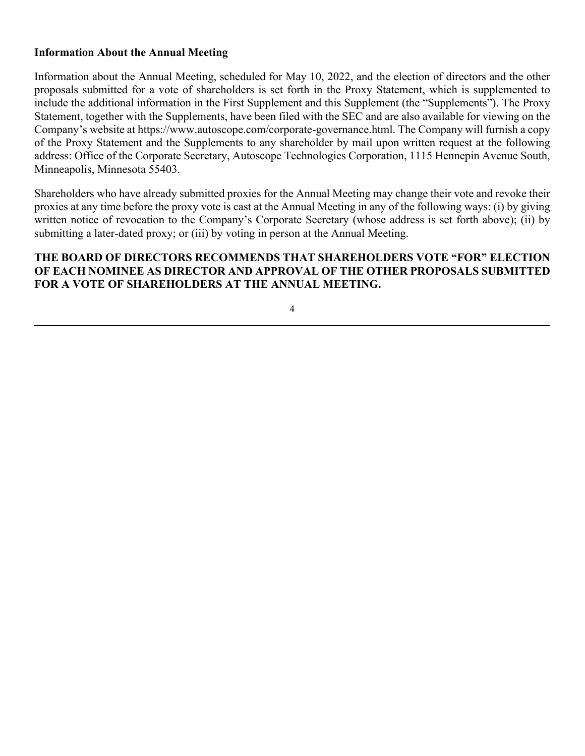**Information About the Annual Meeting**

Information about the Annual Meeting, scheduled for May 10, 2022, and the election of directors and the other proposals submitted for a vote of shareholders is set forth in the Proxy Statement, which is supplemented to include the additional information in the First Supplement and this Supplement (the "Supplements"). The Proxy Statement, together with the Supplements, have been filed with the SEC and are also available for viewing on the Company's website at https://www.autoscope.com/corporate-governance.html. The Company will furnish a copy of the Proxy Statement and the Supplements to any shareholder by mail upon written request at the following address: Office of the Corporate Secretary, Autoscope Technologies Corporation, 1115 Hennepin Avenue South, Minneapolis, Minnesota 55403.

Shareholders who have already submitted proxies for the Annual Meeting may change their vote and revoke their proxies at any time before the proxy vote is cast at the Annual Meeting in any of the following ways: (i) by giving written notice of revocation to the Company's Corporate Secretary (whose address is set forth above); (ii) by submitting a later-dated proxy; or (iii) by voting in person at the Annual Meeting.

**THE BOARD OF DIRECTORS RECOMMENDS THAT SHAREHOLDERS VOTE "FOR" ELECTION OF EACH NOMINEE AS DIRECTOR AND APPROVAL OF THE OTHER PROPOSALS SUBMITTED FOR A VOTE OF SHAREHOLDERS AT THE ANNUAL MEETING.**